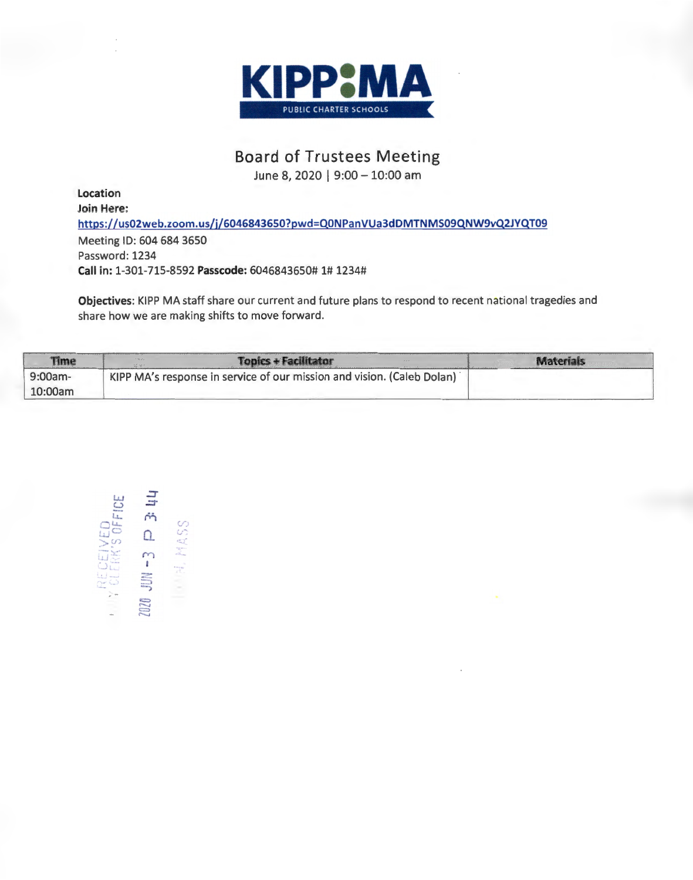KIPP MA

PUBLIC CHARTER SCHOOLS

# Board of Trustees Meeting

June 8, 2020 | 9:00 – 10:00 am

**Location**

**Join Here:**
https://us02web.zoom.us/j/6046843650?pwd=Q0NPanVUa3dDMTNMS09QNW9vQ2JYQT09

Meeting ID: 604 684 3650

Password: 1234

**Call in:** 1-301-715-8592 **Passcode:** 6046843650# 1# 1234#

**Objectives**: KIPP MA staff share our current and future plans to respond to recent national tragedies and share how we are making shifts to move forward.

| Time | Topics + Facilitator | Materials |
|---|---|---|
| 9:00am-10:00am | KIPP MA's response in service of our mission and vision. (Caleb Dolan) | |

RECEIVED
CLERK'S OFFICE
2020 JUN -3 P 3:44
MASS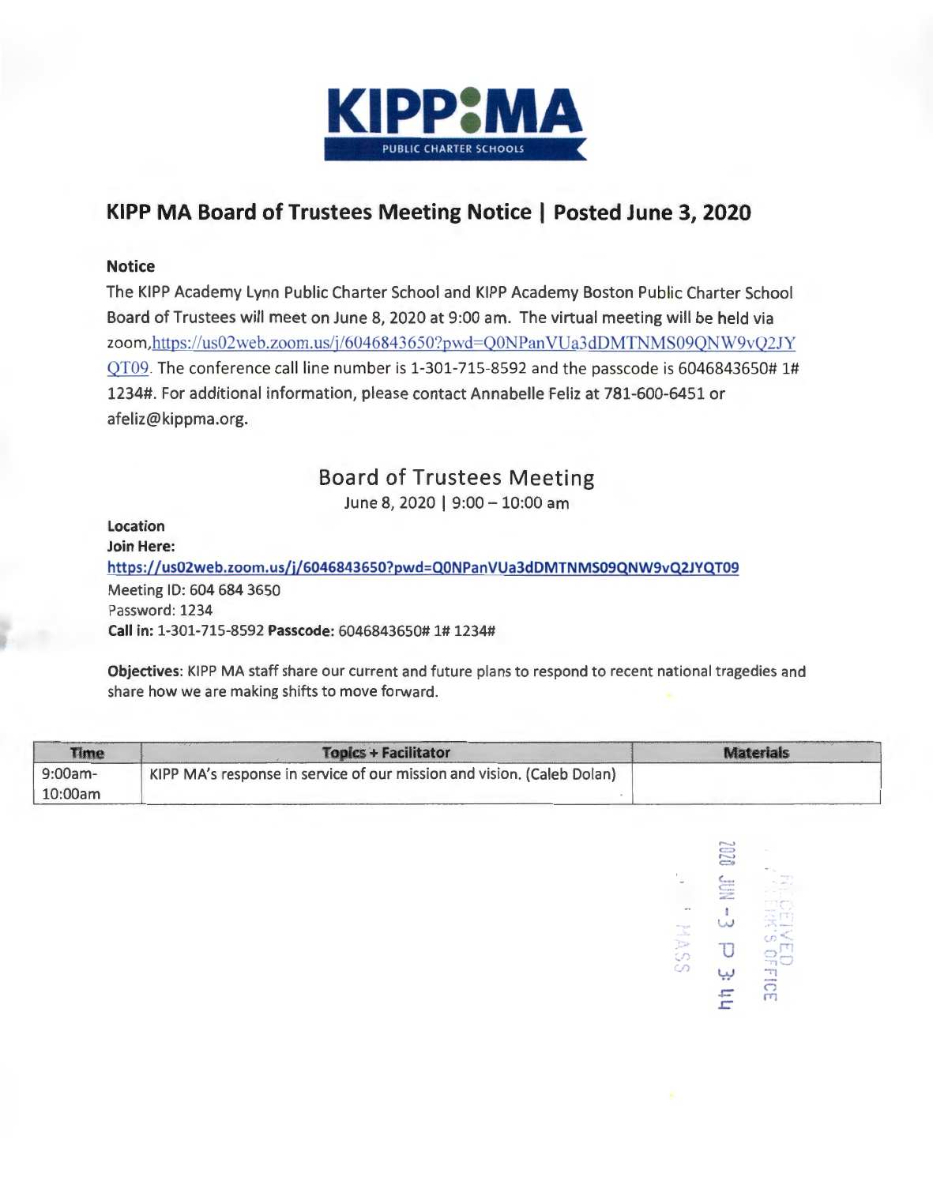**KIPP MA**
PUBLIC CHARTER SCHOOLS

## KIPP MA Board of Trustees Meeting Notice | Posted June 3, 2020

**Notice**

The KIPP Academy Lynn Public Charter School and KIPP Academy Boston Public Charter School Board of Trustees will meet on June 8, 2020 at 9:00 am. The virtual meeting will be held via zoom,https://us02web.zoom.us/j/6046843650?pwd=Q0NPanVUa3dDMTNMS09QNW9vQ2JYQT09. The conference call line number is 1-301-715-8592 and the passcode is 6046843650# 1# 1234#. For additional information, please contact Annabelle Feliz at 781-600-6451 or afeliz@kippma.org.

## Board of Trustees Meeting

June 8, 2020 | 9:00 – 10:00 am

**Location**
**Join Here:**
**https://us02web.zoom.us/j/6046843650?pwd=Q0NPanVUa3dDMTNMS09QNW9vQ2JYQT09**
Meeting ID: 604 684 3650
Password: 1234
**Call in:** 1-301-715-8592 **Passcode:** 6046843650# 1# 1234#

**Objectives**: KIPP MA staff share our current and future plans to respond to recent national tragedies and share how we are making shifts to move forward.

| Time | Topics + Facilitator | Materials |
|---|---|---|
| 9:00am-10:00am | KIPP MA's response in service of our mission and vision. (Caleb Dolan) | |

RECEIVED
CLERK'S OFFICE
2020 JUN -3 P 3:44
MASS